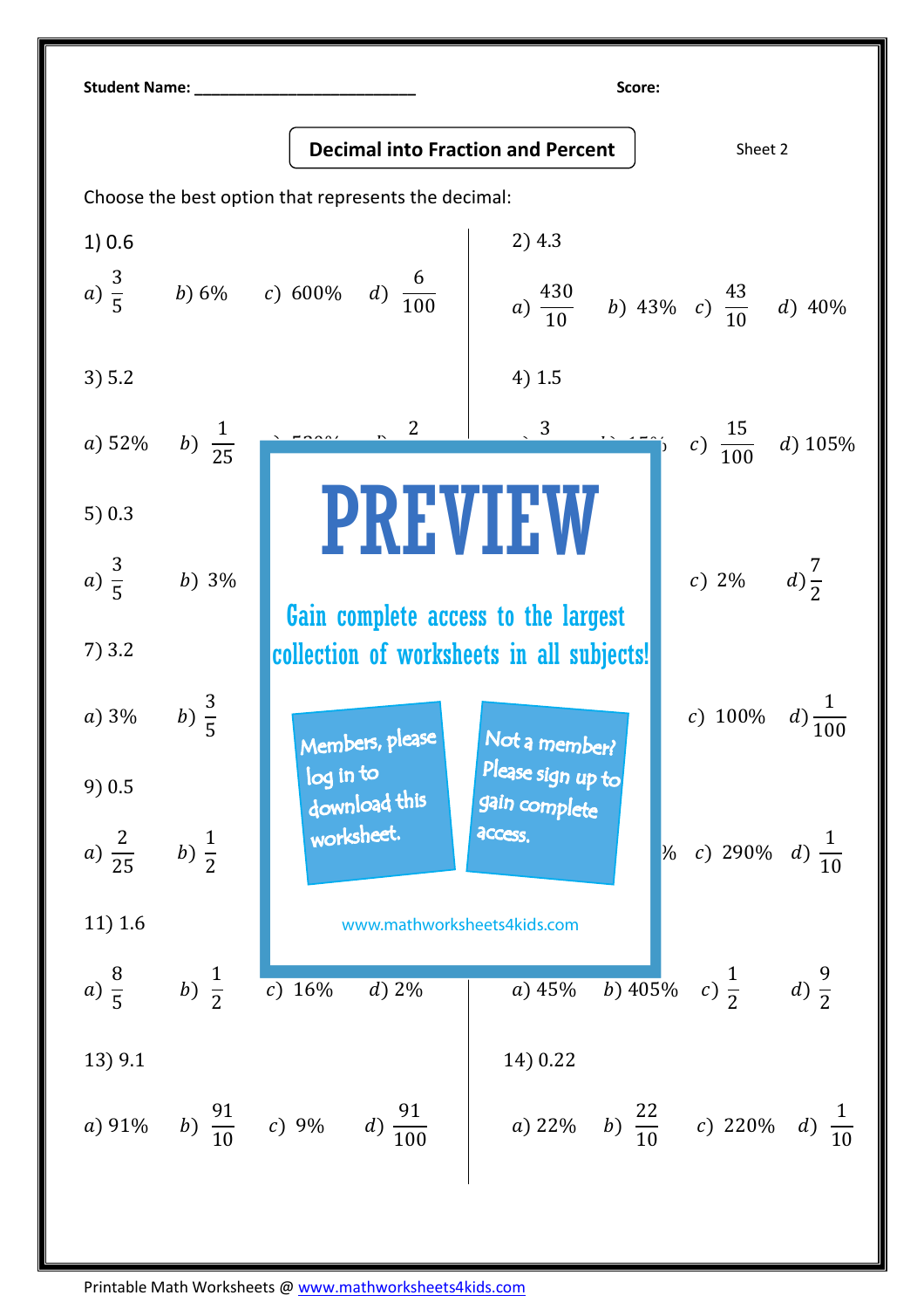Student Name: ___________________________ Score:

## Decimal into Fraction and Percent

Sheet 2

Choose the best option that represents the decimal:

1) 0.6

$a)\ \frac{3}{5}$ $b)\ 6\%$ $c)\ 600\%$ $d)\ \frac{6}{100}$

2) 4.3

$a)\ \frac{430}{10}$ $b)\ 43\%$ $c)\ \frac{43}{10}$ $d)\ 40\%$

3) 5.2

$a)\ 52\%$ $b)\ \frac{1}{25}$

4) 1.5

$c)\ \frac{15}{100}$ $d)\ 105\%$

5) 0.3

$a)\ \frac{3}{5}$ $b)\ 3\%$

$c)\ 2\%$ $d)\ \frac{7}{2}$

7) 3.2

$a)\ 3\%$ $b)\ \frac{3}{5}$

$c)\ 100\%$ $d)\ \frac{1}{100}$

9) 0.5

$a)\ \frac{2}{25}$ $b)\ \frac{1}{2}$

$c)\ 290\%$ $d)\ \frac{1}{10}$

11) 1.6

$a)\ \frac{8}{5}$ $b)\ \frac{1}{2}$ $c)\ 16\%$ $d)\ 2\%$

$a)\ 45\%$ $b)\ 405\%$ $c)\ \frac{1}{2}$ $d)\ \frac{9}{2}$

13) 9.1

$a)\ 91\%$ $b)\ \frac{91}{10}$ $c)\ 9\%$ $d)\ \frac{91}{100}$

14) 0.22

$a)\ 22\%$ $b)\ \frac{22}{10}$ $c)\ 220\%$ $d)\ \frac{1}{10}$

PREVIEW

Gain complete access to the largest collection of worksheets in all subjects!

Members, please log in to download this worksheet.

Not a member? Please sign up to gain complete access.

www.mathworksheets4kids.com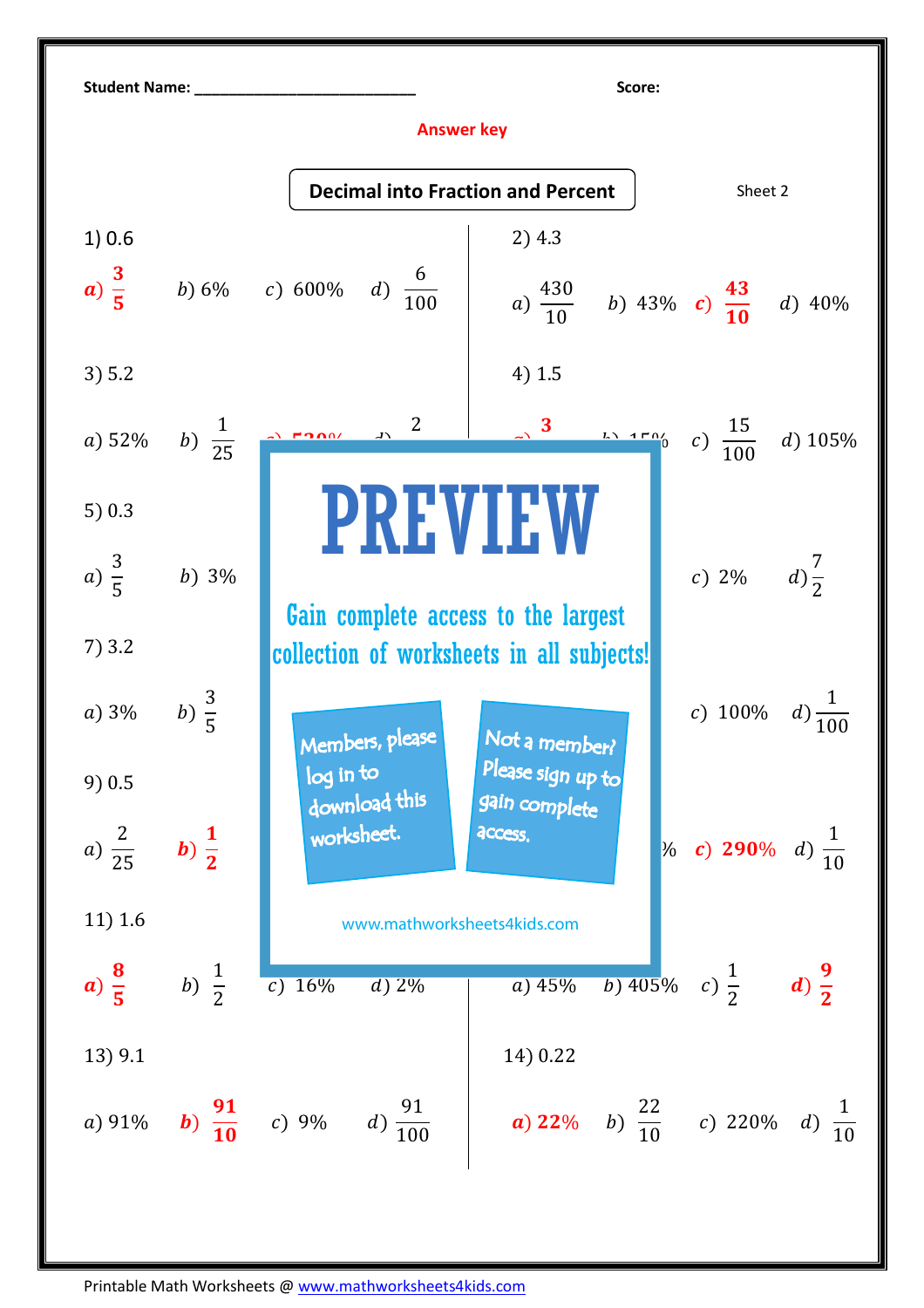Student Name: ___________________________ Score:

Answer key

## Decimal into Fraction and Percent

Sheet 2

1) 0.6

**a)** $\frac{3}{5}$ b) 6% c) 600% d) $\frac{6}{100}$

2) 4.3

a) $\frac{430}{10}$ b) 43% **c)** $\frac{43}{10}$ d) 40%

3) 5.2

a) 52% b) $\frac{1}{25}$ c) 520% d) 2

4) 1.5

a) 3 b) 15% c) $\frac{15}{100}$ d) 105%

5) 0.3

a) $\frac{3}{5}$ b) 3%

c) 2% d) $\frac{7}{2}$

7) 3.2

a) 3% b) $\frac{3}{5}$

c) 100% d) $\frac{1}{100}$

9) 0.5

a) $\frac{2}{25}$ **b)** $\frac{1}{2}$

% **c) 290%** d) $\frac{1}{10}$

11) 1.6

**a)** $\frac{8}{5}$ b) $\frac{1}{2}$ c) 16% d) 2%

a) 45% b) 405% c) $\frac{1}{2}$ **d)** $\frac{9}{2}$

13) 9.1

a) 91% **b)** $\frac{91}{10}$ c) 9% d) $\frac{91}{100}$

14) 0.22

**a) 22%** b) $\frac{22}{10}$ c) 220% d) $\frac{1}{10}$

PREVIEW

Gain complete access to the largest collection of worksheets in all subjects!

Members, please log in to download this worksheet.

Not a member? Please sign up to gain complete access.

www.mathworksheets4kids.com